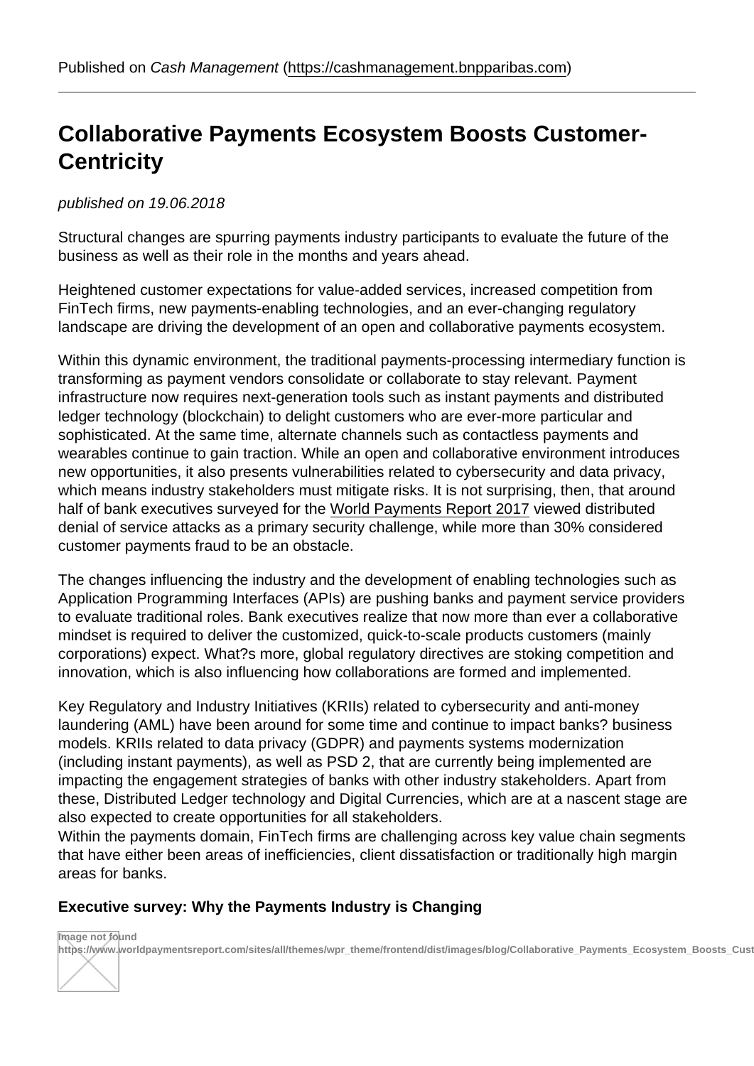Published on *Cash Management* (https://cashmanagement.bnpparibas.com)

# Collaborative Payments Ecosystem Boosts Customer-Centricity

*published on 19.06.2018*

Structural changes are spurring payments industry participants to evaluate the future of the business as well as their role in the months and years ahead.

Heightened customer expectations for value-added services, increased competition from FinTech firms, new payments-enabling technologies, and an ever-changing regulatory landscape are driving the development of an open and collaborative payments ecosystem.

Within this dynamic environment, the traditional payments-processing intermediary function is transforming as payment vendors consolidate or collaborate to stay relevant. Payment infrastructure now requires next-generation tools such as instant payments and distributed ledger technology (blockchain) to delight customers who are ever-more particular and sophisticated. At the same time, alternate channels such as contactless payments and wearables continue to gain traction. While an open and collaborative environment introduces new opportunities, it also presents vulnerabilities related to cybersecurity and data privacy, which means industry stakeholders must mitigate risks. It is not surprising, then, that around half of bank executives surveyed for the World Payments Report 2017 viewed distributed denial of service attacks as a primary security challenge, while more than 30% considered customer payments fraud to be an obstacle.

The changes influencing the industry and the development of enabling technologies such as Application Programming Interfaces (APIs) are pushing banks and payment service providers to evaluate traditional roles. Bank executives realize that now more than ever a collaborative mindset is required to deliver the customized, quick-to-scale products customers (mainly corporations) expect. What?s more, global regulatory directives are stoking competition and innovation, which is also influencing how collaborations are formed and implemented.

Key Regulatory and Industry Initiatives (KRIIs) related to cybersecurity and anti-money laundering (AML) have been around for some time and continue to impact banks? business models. KRIIs related to data privacy (GDPR) and payments systems modernization (including instant payments), as well as PSD 2, that are currently being implemented are impacting the engagement strategies of banks with other industry stakeholders. Apart from these, Distributed Ledger technology and Digital Currencies, which are at a nascent stage are also expected to create opportunities for all stakeholders.
Within the payments domain, FinTech firms are challenging across key value chain segments that have either been areas of inefficiencies, client dissatisfaction or traditionally high margin areas for banks.

**Executive survey: Why the Payments Industry is Changing**

Image not found
https://www.worldpaymentsreport.com/sites/all/themes/wpr_theme/frontend/dist/images/blog/Collaborative_Payments_Ecosystem_Boosts_Cust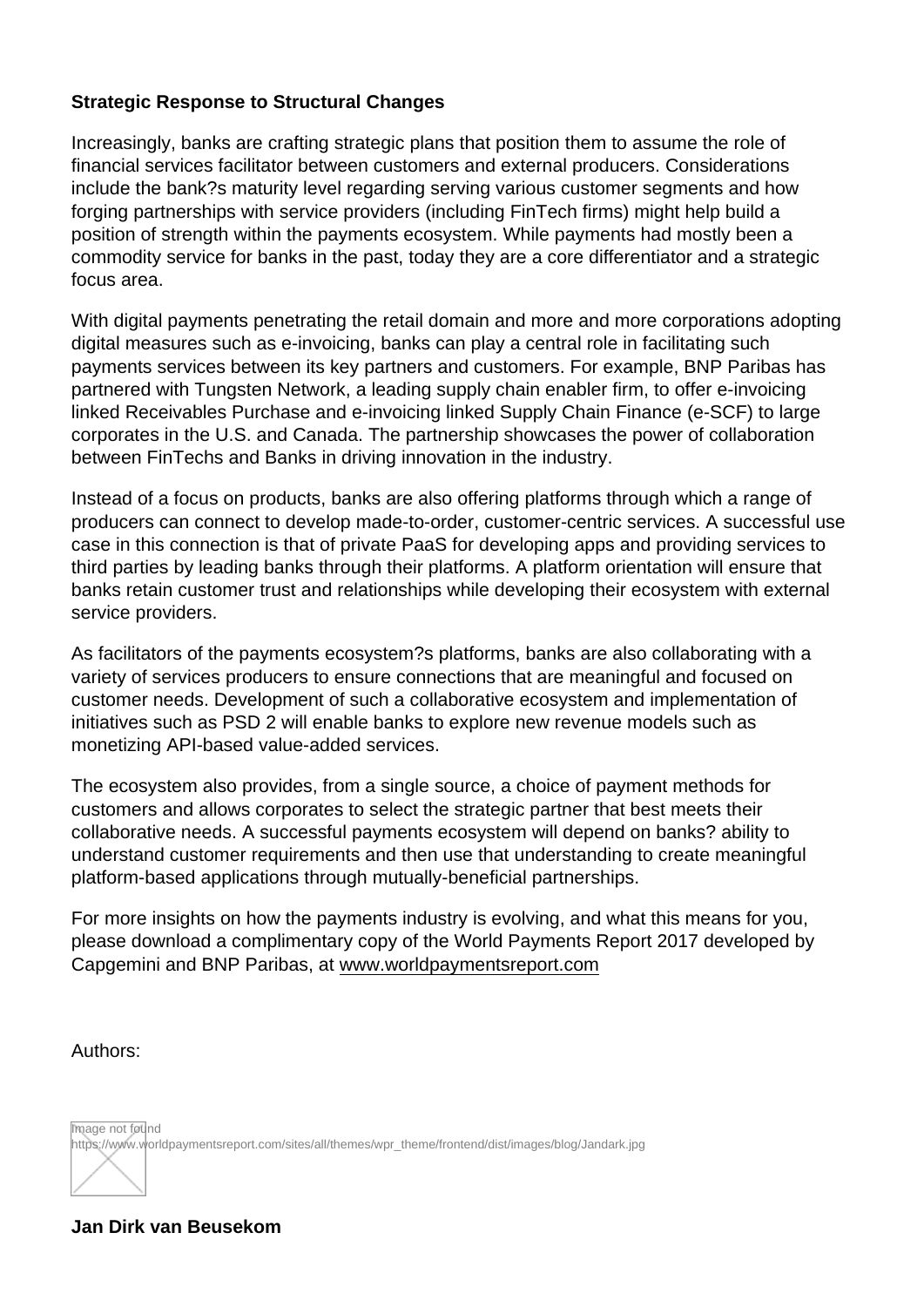**Strategic Response to Structural Changes**

Increasingly, banks are crafting strategic plans that position them to assume the role of financial services facilitator between customers and external producers. Considerations include the bank?s maturity level regarding serving various customer segments and how forging partnerships with service providers (including FinTech firms) might help build a position of strength within the payments ecosystem. While payments had mostly been a commodity service for banks in the past, today they are a core differentiator and a strategic focus area.

With digital payments penetrating the retail domain and more and more corporations adopting digital measures such as e-invoicing, banks can play a central role in facilitating such payments services between its key partners and customers. For example, BNP Paribas has partnered with Tungsten Network, a leading supply chain enabler firm, to offer e-invoicing linked Receivables Purchase and e-invoicing linked Supply Chain Finance (e-SCF) to large corporates in the U.S. and Canada. The partnership showcases the power of collaboration between FinTechs and Banks in driving innovation in the industry.

Instead of a focus on products, banks are also offering platforms through which a range of producers can connect to develop made-to-order, customer-centric services. A successful use case in this connection is that of private PaaS for developing apps and providing services to third parties by leading banks through their platforms. A platform orientation will ensure that banks retain customer trust and relationships while developing their ecosystem with external service providers.

As facilitators of the payments ecosystem?s platforms, banks are also collaborating with a variety of services producers to ensure connections that are meaningful and focused on customer needs. Development of such a collaborative ecosystem and implementation of initiatives such as PSD 2 will enable banks to explore new revenue models such as monetizing API-based value-added services.

The ecosystem also provides, from a single source, a choice of payment methods for customers and allows corporates to select the strategic partner that best meets their collaborative needs. A successful payments ecosystem will depend on banks? ability to understand customer requirements and then use that understanding to create meaningful platform-based applications through mutually-beneficial partnerships.

For more insights on how the payments industry is evolving, and what this means for you, please download a complimentary copy of the World Payments Report 2017 developed by Capgemini and BNP Paribas, at www.worldpaymentsreport.com

Authors:

Image not found
https://www.worldpaymentsreport.com/sites/all/themes/wpr_theme/frontend/dist/images/blog/Jandark.jpg

**Jan Dirk van Beusekom**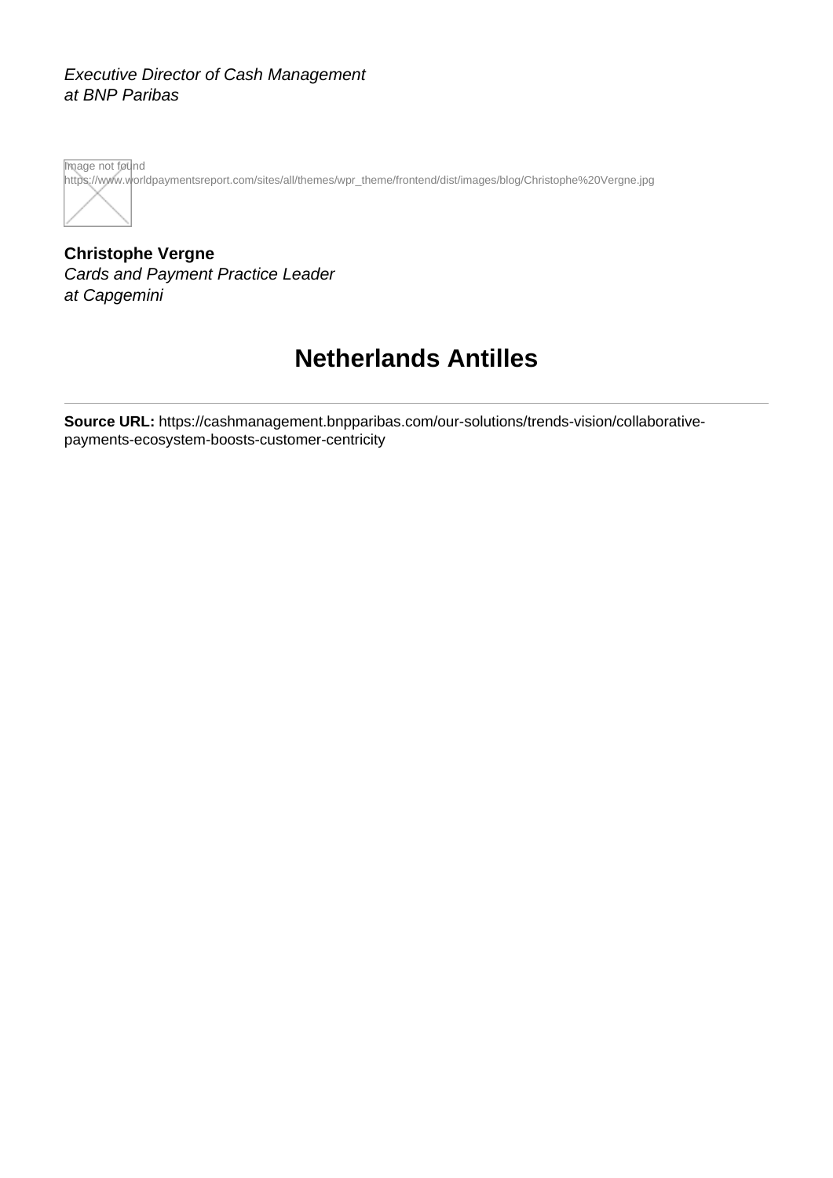*Executive Director of Cash Management*
*at BNP Paribas*

Image not found
https://www.worldpaymentsreport.com/sites/all/themes/wpr_theme/frontend/dist/images/blog/Christophe%20Vergne.jpg

**Christophe Vergne**
*Cards and Payment Practice Leader*
*at Capgemini*

## Netherlands Antilles

---

**Source URL:** https://cashmanagement.bnpparibas.com/our-solutions/trends-vision/collaborative-payments-ecosystem-boosts-customer-centricity